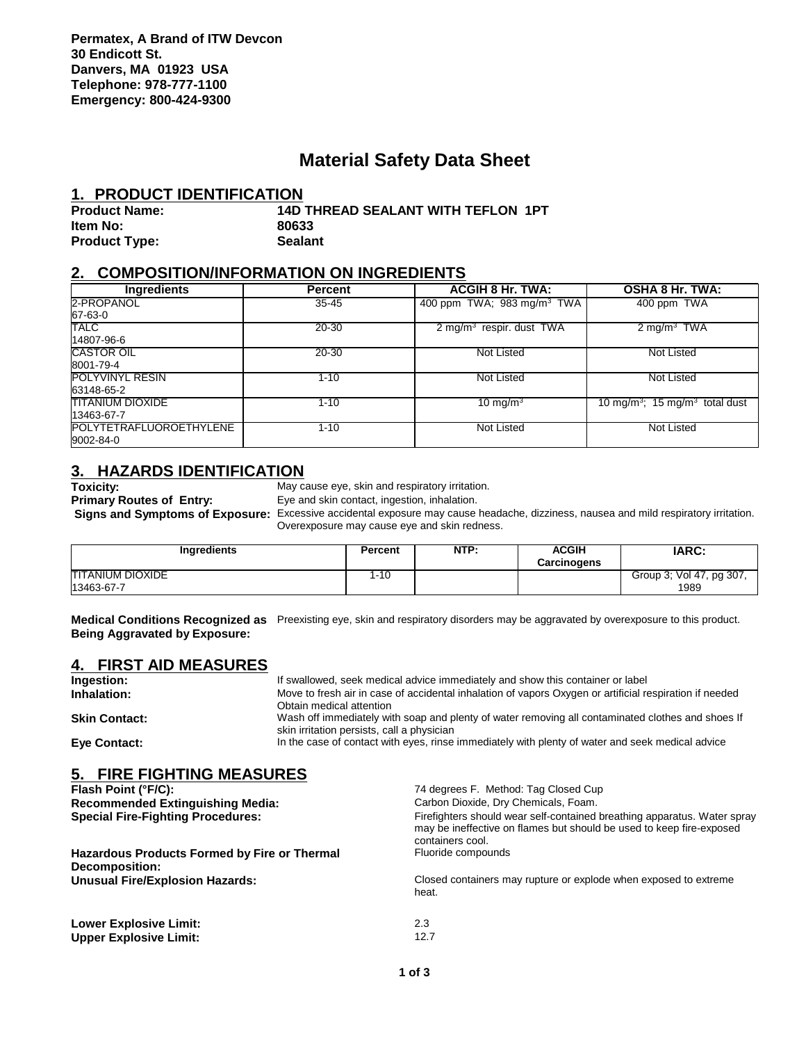**Permatex, A Brand of ITW Devcon**
**30 Endicott St.**
**Danvers, MA 01923 USA**
**Telephone: 978-777-1100**
**Emergency: 800-424-9300**

# Material Safety Data Sheet

## 1. PRODUCT IDENTIFICATION

**Product Name:** **14D THREAD SEALANT WITH TEFLON 1PT**
**Item No:** **80633**
**Product Type:** **Sealant**

## 2. COMPOSITION/INFORMATION ON INGREDIENTS

| Ingredients | Percent | ACGIH 8 Hr. TWA: | OSHA 8 Hr. TWA: |
|---|---|---|---|
| 2-PROPANOL<br>67-63-0 | 35-45 | 400 ppm TWA; 983 mg/m$^3$ TWA | 400 ppm TWA |
| TALC<br>14807-96-6 | 20-30 | 2 mg/m$^3$ respir. dust TWA | 2 mg/m$^3$ TWA |
| CASTOR OIL<br>8001-79-4 | 20-30 | Not Listed | Not Listed |
| POLYVINYL RESIN<br>63148-65-2 | 1-10 | Not Listed | Not Listed |
| TITANIUM DIOXIDE<br>13463-67-7 | 1-10 | 10 mg/m$^3$ | 10 mg/m$^3$; 15 mg/m$^3$ total dust |
| POLYTETRAFLUOROETHYLENE<br>9002-84-0 | 1-10 | Not Listed | Not Listed |

## 3. HAZARDS IDENTIFICATION

**Toxicity:** May cause eye, skin and respiratory irritation.
**Primary Routes of Entry:** Eye and skin contact, ingestion, inhalation.
**Signs and Symptoms of Exposure:** Excessive accidental exposure may cause headache, dizziness, nausea and mild respiratory irritation. Overexposure may cause eye and skin redness.

| Ingredients | Percent | NTP: | ACGIH Carcinogens | IARC: |
|---|---|---|---|---|
| TITANIUM DIOXIDE<br>13463-67-7 | 1-10 | | | Group 3; Vol 47, pg 307, 1989 |

**Medical Conditions Recognized as Being Aggravated by Exposure:** Preexisting eye, skin and respiratory disorders may be aggravated by overexposure to this product.

## 4. FIRST AID MEASURES

**Ingestion:** If swallowed, seek medical advice immediately and show this container or label
**Inhalation:** Move to fresh air in case of accidental inhalation of vapors Oxygen or artificial respiration if needed Obtain medical attention
**Skin Contact:** Wash off immediately with soap and plenty of water removing all contaminated clothes and shoes If skin irritation persists, call a physician
**Eye Contact:** In the case of contact with eyes, rinse immediately with plenty of water and seek medical advice

## 5. FIRE FIGHTING MEASURES

**Flash Point (°F/C):** 74 degrees F. Method: Tag Closed Cup
**Recommended Extinguishing Media:** Carbon Dioxide, Dry Chemicals, Foam.
**Special Fire-Fighting Procedures:** Firefighters should wear self-contained breathing apparatus. Water spray may be ineffective on flames but should be used to keep fire-exposed containers cool.
**Hazardous Products Formed by Fire or Thermal Decomposition:** Fluoride compounds
**Unusual Fire/Explosion Hazards:** Closed containers may rupture or explode when exposed to extreme heat.

**Lower Explosive Limit:** 2.3
**Upper Explosive Limit:** 12.7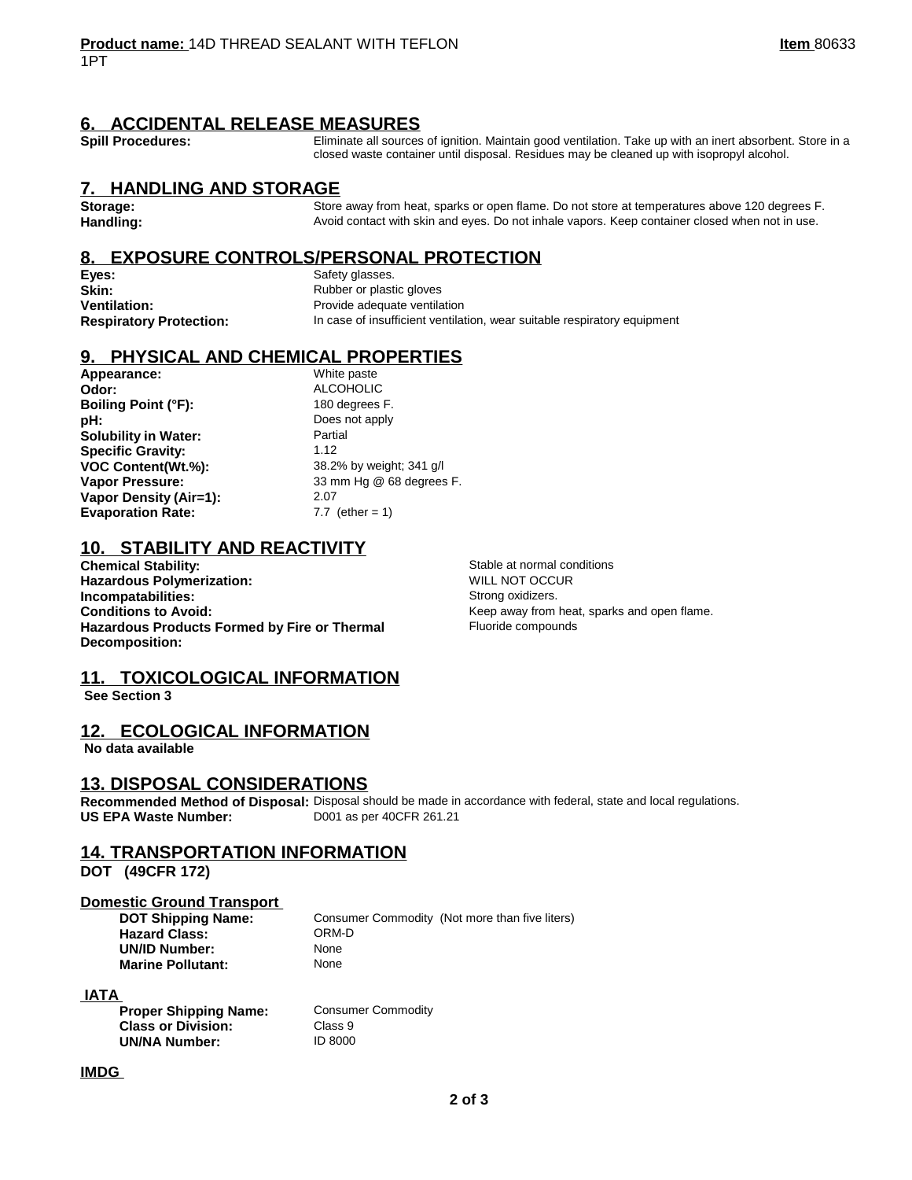## 6. ACCIDENTAL RELEASE MEASURES

**Spill Procedures:** Eliminate all sources of ignition. Maintain good ventilation. Take up with an inert absorbent. Store in a closed waste container until disposal. Residues may be cleaned up with isopropyl alcohol.

## 7. HANDLING AND STORAGE

**Storage:** Store away from heat, sparks or open flame. Do not store at temperatures above 120 degrees F.

**Handling:** Avoid contact with skin and eyes. Do not inhale vapors. Keep container closed when not in use.

## 8. EXPOSURE CONTROLS/PERSONAL PROTECTION

**Eyes:** Safety glasses.

**Skin:** Rubber or plastic gloves

**Ventilation:** Provide adequate ventilation

**Respiratory Protection:** In case of insufficient ventilation, wear suitable respiratory equipment

## 9. PHYSICAL AND CHEMICAL PROPERTIES

**Appearance:** White paste

**Odor:** ALCOHOLIC

**Boiling Point (°F):** 180 degrees F.

**pH:** Does not apply

**Solubility in Water:** Partial

**Specific Gravity:** 1.12

**VOC Content(Wt.%):** 38.2% by weight; 341 g/l

**Vapor Pressure:** 33 mm Hg @ 68 degrees F.

**Vapor Density (Air=1):** 2.07

**Evaporation Rate:** 7.7 (ether = 1)

## 10. STABILITY AND REACTIVITY

**Chemical Stability:** Stable at normal conditions

**Hazardous Polymerization:** WILL NOT OCCUR

**Incompatabilities:** Strong oxidizers.

**Conditions to Avoid:** Keep away from heat, sparks and open flame.

**Hazardous Products Formed by Fire or Thermal Decomposition:** Fluoride compounds

## 11. TOXICOLOGICAL INFORMATION

**See Section 3**

## 12. ECOLOGICAL INFORMATION

**No data available**

## 13. DISPOSAL CONSIDERATIONS

**Recommended Method of Disposal:** Disposal should be made in accordance with federal, state and local regulations.

**US EPA Waste Number:** D001 as per 40CFR 261.21

## 14. TRANSPORTATION INFORMATION

**DOT (49CFR 172)**

### Domestic Ground Transport

**DOT Shipping Name:** Consumer Commodity (Not more than five liters)

**Hazard Class:** ORM-D

**UN/ID Number:** None

**Marine Pollutant:** None

### IATA

**Proper Shipping Name:** Consumer Commodity

**Class or Division:** Class 9

**UN/NA Number:** ID 8000

### IMDG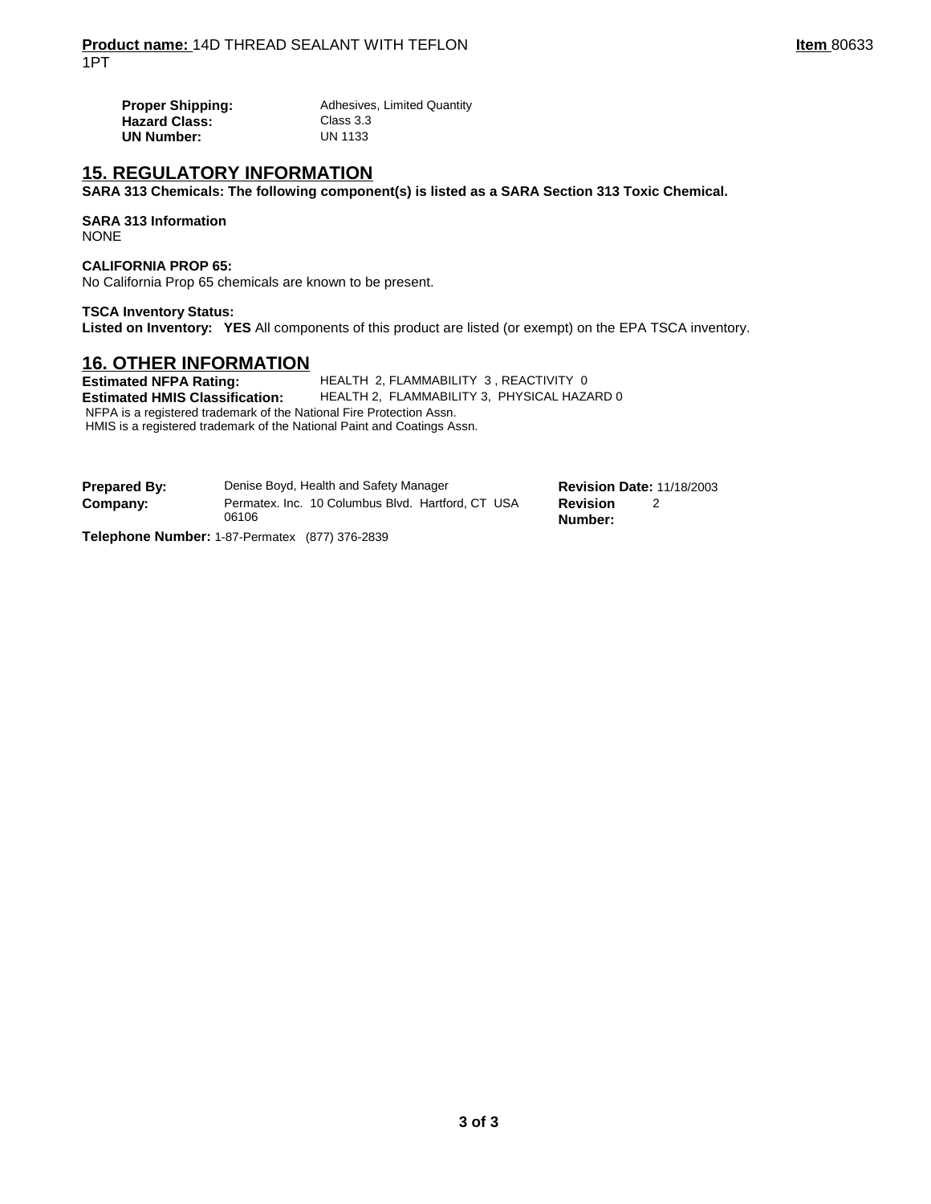| | |
|---|---|
| **Proper Shipping:** | Adhesives, Limited Quantity |
| **Hazard Class:** | Class 3.3 |
| **UN Number:** | UN 1133 |

## 15. REGULATORY INFORMATION

**SARA 313 Chemicals: The following component(s) is listed as a SARA Section 313 Toxic Chemical.**

**SARA 313 Information**
NONE

**CALIFORNIA PROP 65:**
No California Prop 65 chemicals are known to be present.

**TSCA Inventory Status:**
**Listed on Inventory: YES** All components of this product are listed (or exempt) on the EPA TSCA inventory.

## 16. OTHER INFORMATION

**Estimated NFPA Rating:** HEALTH 2, FLAMMABILITY 3 , REACTIVITY 0
**Estimated HMIS Classification:** HEALTH 2, FLAMMABILITY 3, PHYSICAL HAZARD 0

NFPA is a registered trademark of the National Fire Protection Assn.
HMIS is a registered trademark of the National Paint and Coatings Assn.

| | | | |
|---|---|---|---|
| **Prepared By:** | Denise Boyd, Health and Safety Manager | **Revision Date:** | 11/18/2003 |
| **Company:** | Permatex. Inc. 10 Columbus Blvd. Hartford, CT USA 06106 | **Revision Number:** | 2 |

**Telephone Number:** 1-87-Permatex (877) 376-2839